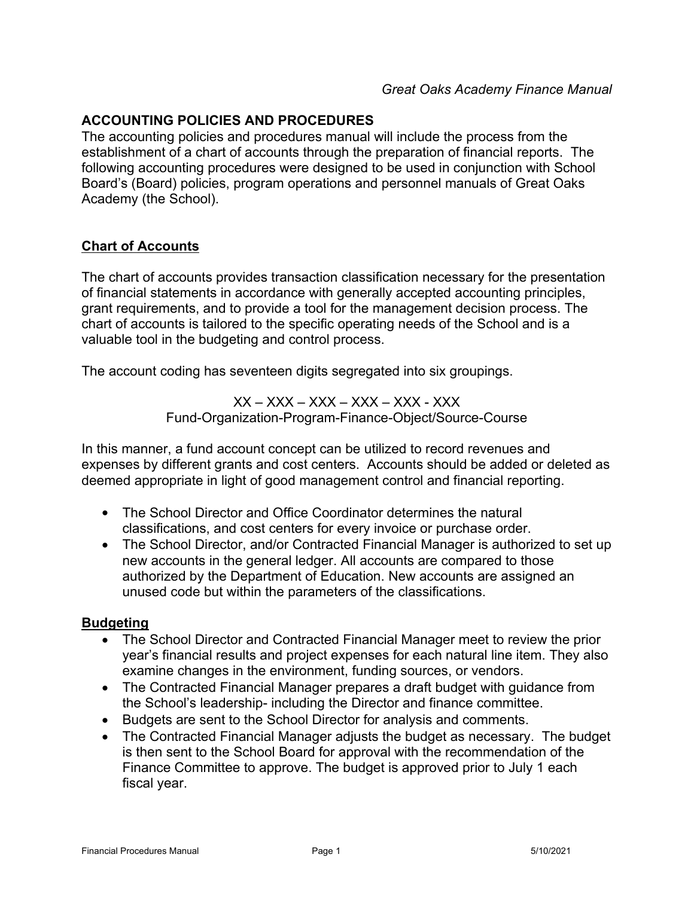## ACCOUNTING POLICIES AND PROCEDURES

The accounting policies and procedures manual will include the process from the establishment of a chart of accounts through the preparation of financial reports. The following accounting procedures were designed to be used in conjunction with School Board's (Board) policies, program operations and personnel manuals of Great Oaks Academy (the School).

### Chart of Accounts

The chart of accounts provides transaction classification necessary for the presentation of financial statements in accordance with generally accepted accounting principles, grant requirements, and to provide a tool for the management decision process. The chart of accounts is tailored to the specific operating needs of the School and is a valuable tool in the budgeting and control process.

The account coding has seventeen digits segregated into six groupings.

XX – XXX – XXX – XXX – XXX - XXX
Fund-Organization-Program-Finance-Object/Source-Course

In this manner, a fund account concept can be utilized to record revenues and expenses by different grants and cost centers. Accounts should be added or deleted as deemed appropriate in light of good management control and financial reporting.

- The School Director and Office Coordinator determines the natural classifications, and cost centers for every invoice or purchase order.
- The School Director, and/or Contracted Financial Manager is authorized to set up new accounts in the general ledger. All accounts are compared to those authorized by the Department of Education. New accounts are assigned an unused code but within the parameters of the classifications.

### Budgeting

- The School Director and Contracted Financial Manager meet to review the prior year's financial results and project expenses for each natural line item. They also examine changes in the environment, funding sources, or vendors.
- The Contracted Financial Manager prepares a draft budget with guidance from the School's leadership- including the Director and finance committee.
- Budgets are sent to the School Director for analysis and comments.
- The Contracted Financial Manager adjusts the budget as necessary. The budget is then sent to the School Board for approval with the recommendation of the Finance Committee to approve. The budget is approved prior to July 1 each fiscal year.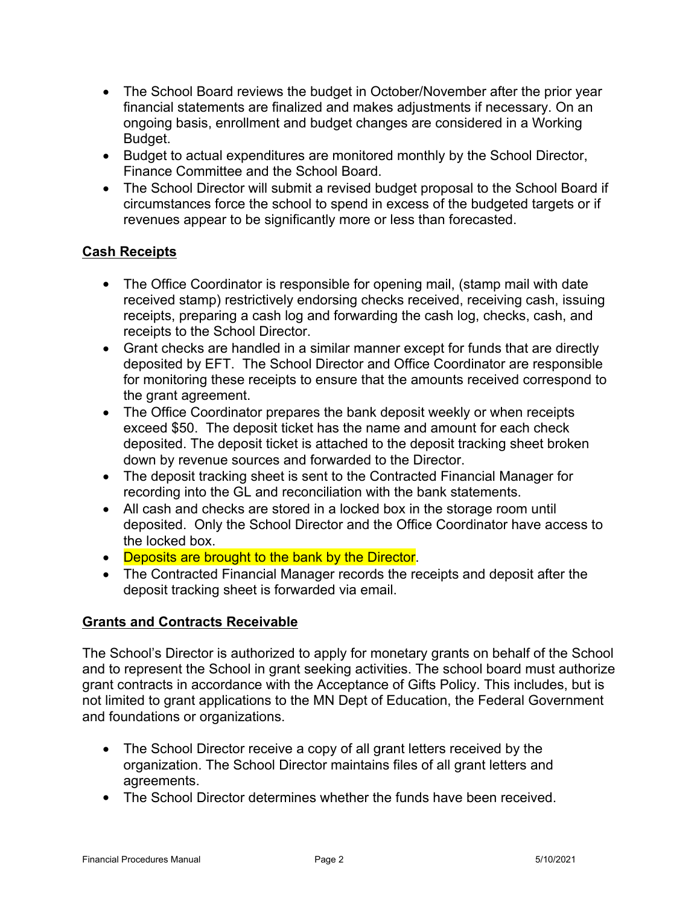- The School Board reviews the budget in October/November after the prior year financial statements are finalized and makes adjustments if necessary. On an ongoing basis, enrollment and budget changes are considered in a Working Budget.
- Budget to actual expenditures are monitored monthly by the School Director, Finance Committee and the School Board.
- The School Director will submit a revised budget proposal to the School Board if circumstances force the school to spend in excess of the budgeted targets or if revenues appear to be significantly more or less than forecasted.

## Cash Receipts

- The Office Coordinator is responsible for opening mail, (stamp mail with date received stamp) restrictively endorsing checks received, receiving cash, issuing receipts, preparing a cash log and forwarding the cash log, checks, cash, and receipts to the School Director.
- Grant checks are handled in a similar manner except for funds that are directly deposited by EFT. The School Director and Office Coordinator are responsible for monitoring these receipts to ensure that the amounts received correspond to the grant agreement.
- The Office Coordinator prepares the bank deposit weekly or when receipts exceed $50. The deposit ticket has the name and amount for each check deposited. The deposit ticket is attached to the deposit tracking sheet broken down by revenue sources and forwarded to the Director.
- The deposit tracking sheet is sent to the Contracted Financial Manager for recording into the GL and reconciliation with the bank statements.
- All cash and checks are stored in a locked box in the storage room until deposited. Only the School Director and the Office Coordinator have access to the locked box.
- Deposits are brought to the bank by the Director.
- The Contracted Financial Manager records the receipts and deposit after the deposit tracking sheet is forwarded via email.

## Grants and Contracts Receivable

The School's Director is authorized to apply for monetary grants on behalf of the School and to represent the School in grant seeking activities. The school board must authorize grant contracts in accordance with the Acceptance of Gifts Policy. This includes, but is not limited to grant applications to the MN Dept of Education, the Federal Government and foundations or organizations.

- The School Director receive a copy of all grant letters received by the organization. The School Director maintains files of all grant letters and agreements.
- The School Director determines whether the funds have been received.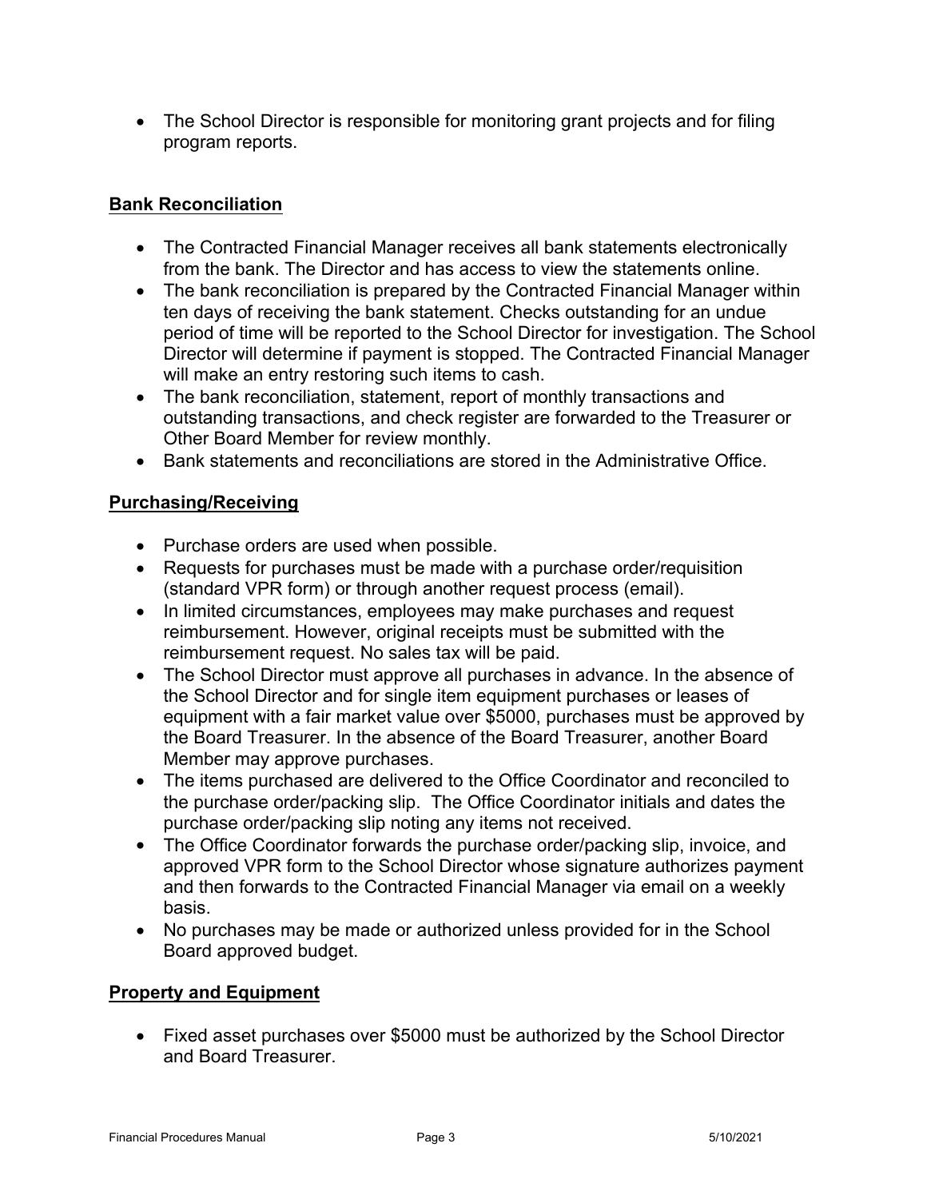- The School Director is responsible for monitoring grant projects and for filing program reports.

## Bank Reconciliation

- The Contracted Financial Manager receives all bank statements electronically from the bank. The Director and has access to view the statements online.
- The bank reconciliation is prepared by the Contracted Financial Manager within ten days of receiving the bank statement. Checks outstanding for an undue period of time will be reported to the School Director for investigation. The School Director will determine if payment is stopped. The Contracted Financial Manager will make an entry restoring such items to cash.
- The bank reconciliation, statement, report of monthly transactions and outstanding transactions, and check register are forwarded to the Treasurer or Other Board Member for review monthly.
- Bank statements and reconciliations are stored in the Administrative Office.

## Purchasing/Receiving

- Purchase orders are used when possible.
- Requests for purchases must be made with a purchase order/requisition (standard VPR form) or through another request process (email).
- In limited circumstances, employees may make purchases and request reimbursement. However, original receipts must be submitted with the reimbursement request. No sales tax will be paid.
- The School Director must approve all purchases in advance. In the absence of the School Director and for single item equipment purchases or leases of equipment with a fair market value over $5000, purchases must be approved by the Board Treasurer. In the absence of the Board Treasurer, another Board Member may approve purchases.
- The items purchased are delivered to the Office Coordinator and reconciled to the purchase order/packing slip. The Office Coordinator initials and dates the purchase order/packing slip noting any items not received.
- The Office Coordinator forwards the purchase order/packing slip, invoice, and approved VPR form to the School Director whose signature authorizes payment and then forwards to the Contracted Financial Manager via email on a weekly basis.
- No purchases may be made or authorized unless provided for in the School Board approved budget.

## Property and Equipment

- Fixed asset purchases over $5000 must be authorized by the School Director and Board Treasurer.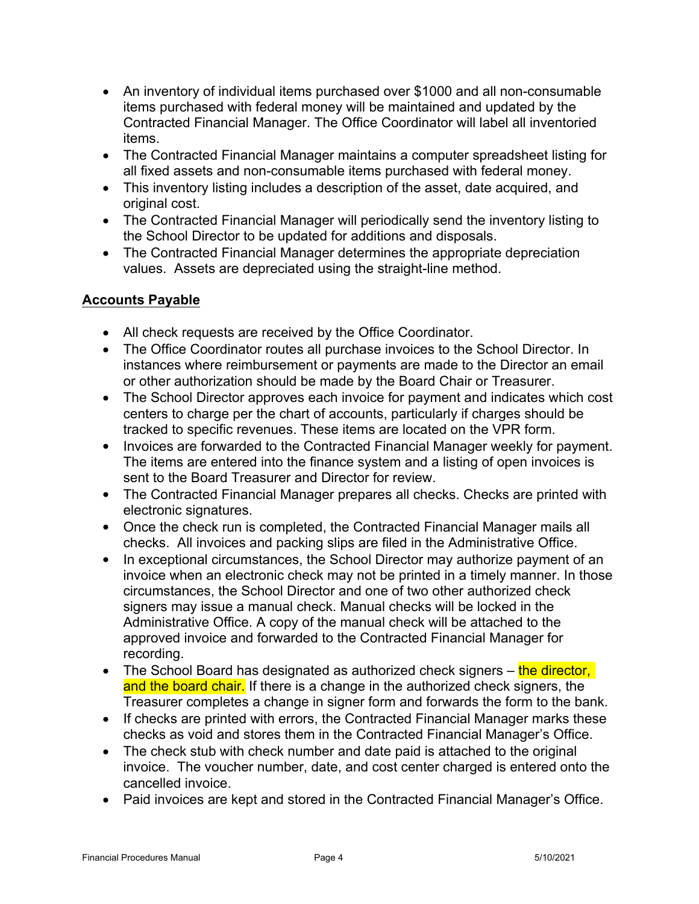- An inventory of individual items purchased over $1000 and all non-consumable items purchased with federal money will be maintained and updated by the Contracted Financial Manager. The Office Coordinator will label all inventoried items.
- The Contracted Financial Manager maintains a computer spreadsheet listing for all fixed assets and non-consumable items purchased with federal money.
- This inventory listing includes a description of the asset, date acquired, and original cost.
- The Contracted Financial Manager will periodically send the inventory listing to the School Director to be updated for additions and disposals.
- The Contracted Financial Manager determines the appropriate depreciation values. Assets are depreciated using the straight-line method.

## Accounts Payable

- All check requests are received by the Office Coordinator.
- The Office Coordinator routes all purchase invoices to the School Director. In instances where reimbursement or payments are made to the Director an email or other authorization should be made by the Board Chair or Treasurer.
- The School Director approves each invoice for payment and indicates which cost centers to charge per the chart of accounts, particularly if charges should be tracked to specific revenues. These items are located on the VPR form.
- Invoices are forwarded to the Contracted Financial Manager weekly for payment. The items are entered into the finance system and a listing of open invoices is sent to the Board Treasurer and Director for review.
- The Contracted Financial Manager prepares all checks. Checks are printed with electronic signatures.
- Once the check run is completed, the Contracted Financial Manager mails all checks. All invoices and packing slips are filed in the Administrative Office.
- In exceptional circumstances, the School Director may authorize payment of an invoice when an electronic check may not be printed in a timely manner. In those circumstances, the School Director and one of two other authorized check signers may issue a manual check. Manual checks will be locked in the Administrative Office. A copy of the manual check will be attached to the approved invoice and forwarded to the Contracted Financial Manager for recording.
- The School Board has designated as authorized check signers – the director, and the board chair. If there is a change in the authorized check signers, the Treasurer completes a change in signer form and forwards the form to the bank.
- If checks are printed with errors, the Contracted Financial Manager marks these checks as void and stores them in the Contracted Financial Manager's Office.
- The check stub with check number and date paid is attached to the original invoice. The voucher number, date, and cost center charged is entered onto the cancelled invoice.
- Paid invoices are kept and stored in the Contracted Financial Manager's Office.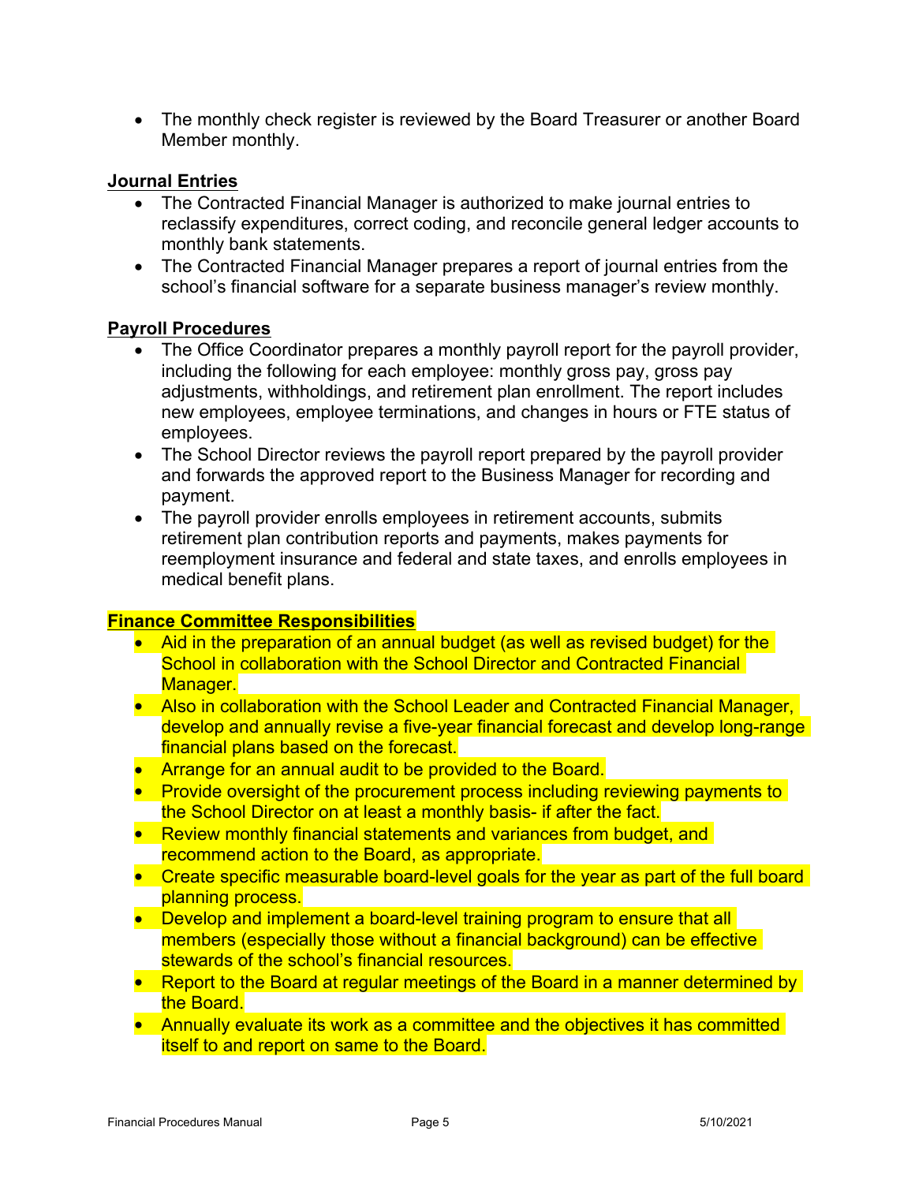- The monthly check register is reviewed by the Board Treasurer or another Board Member monthly.

**Journal Entries**

- The Contracted Financial Manager is authorized to make journal entries to reclassify expenditures, correct coding, and reconcile general ledger accounts to monthly bank statements.
- The Contracted Financial Manager prepares a report of journal entries from the school's financial software for a separate business manager's review monthly.

**Payroll Procedures**

- The Office Coordinator prepares a monthly payroll report for the payroll provider, including the following for each employee: monthly gross pay, gross pay adjustments, withholdings, and retirement plan enrollment. The report includes new employees, employee terminations, and changes in hours or FTE status of employees.
- The School Director reviews the payroll report prepared by the payroll provider and forwards the approved report to the Business Manager for recording and payment.
- The payroll provider enrolls employees in retirement accounts, submits retirement plan contribution reports and payments, makes payments for reemployment insurance and federal and state taxes, and enrolls employees in medical benefit plans.

**Finance Committee Responsibilities**

- Aid in the preparation of an annual budget (as well as revised budget) for the School in collaboration with the School Director and Contracted Financial Manager.
- Also in collaboration with the School Leader and Contracted Financial Manager, develop and annually revise a five-year financial forecast and develop long-range financial plans based on the forecast.
- Arrange for an annual audit to be provided to the Board.
- Provide oversight of the procurement process including reviewing payments to the School Director on at least a monthly basis- if after the fact.
- Review monthly financial statements and variances from budget, and recommend action to the Board, as appropriate.
- Create specific measurable board-level goals for the year as part of the full board planning process.
- Develop and implement a board-level training program to ensure that all members (especially those without a financial background) can be effective stewards of the school's financial resources.
- Report to the Board at regular meetings of the Board in a manner determined by the Board.
- Annually evaluate its work as a committee and the objectives it has committed itself to and report on same to the Board.